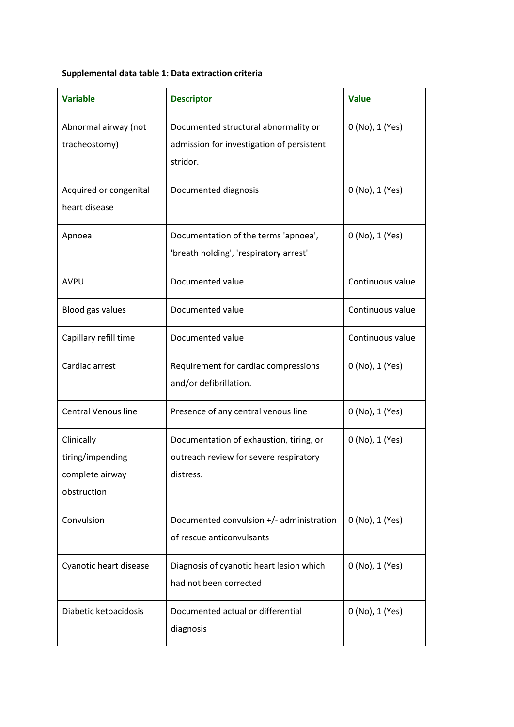**Supplemental data table 1: Data extraction criteria**

| Variable | Descriptor | Value |
|---|---|---|
| Abnormal airway (not tracheostomy) | Documented structural abnormality or admission for investigation of persistent stridor. | 0 (No), 1 (Yes) |
| Acquired or congenital heart disease | Documented diagnosis | 0 (No), 1 (Yes) |
| Apnoea | Documentation of the terms 'apnoea', 'breath holding', 'respiratory arrest' | 0 (No), 1 (Yes) |
| AVPU | Documented value | Continuous value |
| Blood gas values | Documented value | Continuous value |
| Capillary refill time | Documented value | Continuous value |
| Cardiac arrest | Requirement for cardiac compressions and/or defibrillation. | 0 (No), 1 (Yes) |
| Central Venous line | Presence of any central venous line | 0 (No), 1 (Yes) |
| Clinically tiring/impending complete airway obstruction | Documentation of exhaustion, tiring, or outreach review for severe respiratory distress. | 0 (No), 1 (Yes) |
| Convulsion | Documented convulsion +/- administration of rescue anticonvulsants | 0 (No), 1 (Yes) |
| Cyanotic heart disease | Diagnosis of cyanotic heart lesion which had not been corrected | 0 (No), 1 (Yes) |
| Diabetic ketoacidosis | Documented actual or differential diagnosis | 0 (No), 1 (Yes) |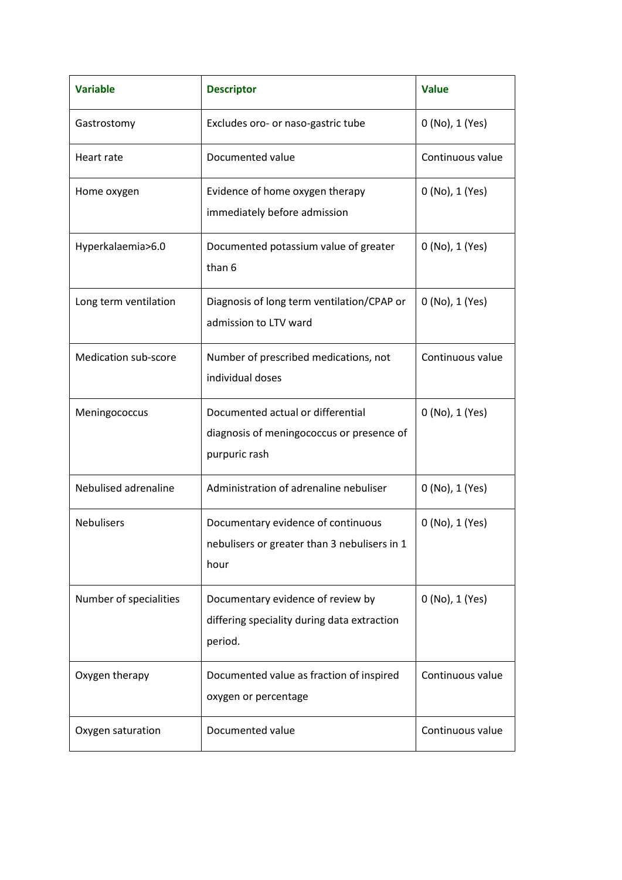| Variable | Descriptor | Value |
|---|---|---|
| Gastrostomy | Excludes oro- or naso-gastric tube | 0 (No), 1 (Yes) |
| Heart rate | Documented value | Continuous value |
| Home oxygen | Evidence of home oxygen therapy immediately before admission | 0 (No), 1 (Yes) |
| Hyperkalaemia>6.0 | Documented potassium value of greater than 6 | 0 (No), 1 (Yes) |
| Long term ventilation | Diagnosis of long term ventilation/CPAP or admission to LTV ward | 0 (No), 1 (Yes) |
| Medication sub-score | Number of prescribed medications, not individual doses | Continuous value |
| Meningococcus | Documented actual or differential diagnosis of meningococcus or presence of purpuric rash | 0 (No), 1 (Yes) |
| Nebulised adrenaline | Administration of adrenaline nebuliser | 0 (No), 1 (Yes) |
| Nebulisers | Documentary evidence of continuous nebulisers or greater than 3 nebulisers in 1 hour | 0 (No), 1 (Yes) |
| Number of specialities | Documentary evidence of review by differing speciality during data extraction period. | 0 (No), 1 (Yes) |
| Oxygen therapy | Documented value as fraction of inspired oxygen or percentage | Continuous value |
| Oxygen saturation | Documented value | Continuous value |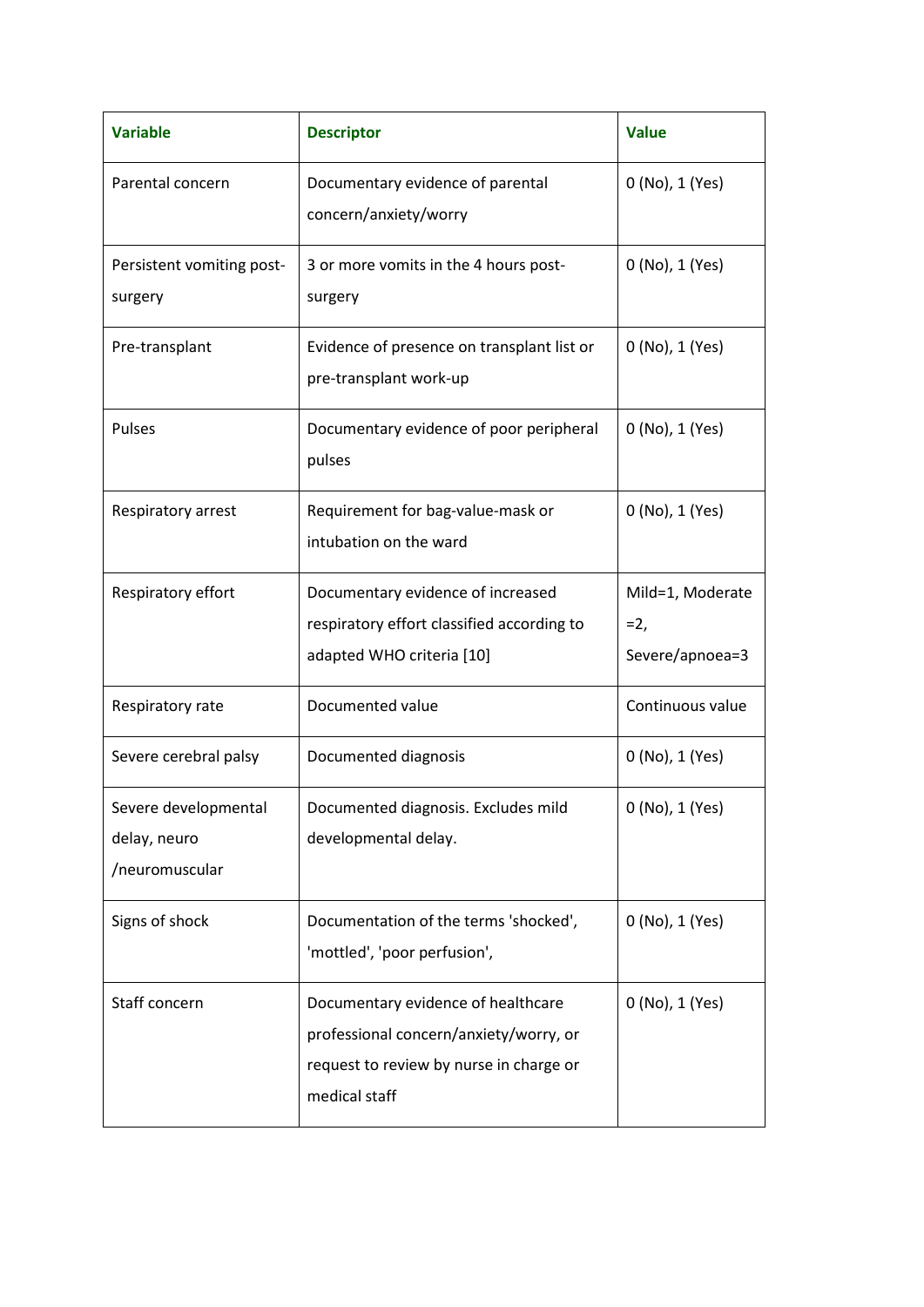| Variable | Descriptor | Value |
|---|---|---|
| Parental concern | Documentary evidence of parental concern/anxiety/worry | 0 (No), 1 (Yes) |
| Persistent vomiting post-surgery | 3 or more vomits in the 4 hours post-surgery | 0 (No), 1 (Yes) |
| Pre-transplant | Evidence of presence on transplant list or pre-transplant work-up | 0 (No), 1 (Yes) |
| Pulses | Documentary evidence of poor peripheral pulses | 0 (No), 1 (Yes) |
| Respiratory arrest | Requirement for bag-value-mask or intubation on the ward | 0 (No), 1 (Yes) |
| Respiratory effort | Documentary evidence of increased respiratory effort classified according to adapted WHO criteria [10] | Mild=1, Moderate =2, Severe/apnoea=3 |
| Respiratory rate | Documented value | Continuous value |
| Severe cerebral palsy | Documented diagnosis | 0 (No), 1 (Yes) |
| Severe developmental delay, neuro /neuromuscular | Documented diagnosis. Excludes mild developmental delay. | 0 (No), 1 (Yes) |
| Signs of shock | Documentation of the terms 'shocked', 'mottled', 'poor perfusion', | 0 (No), 1 (Yes) |
| Staff concern | Documentary evidence of healthcare professional concern/anxiety/worry, or request to review by nurse in charge or medical staff | 0 (No), 1 (Yes) |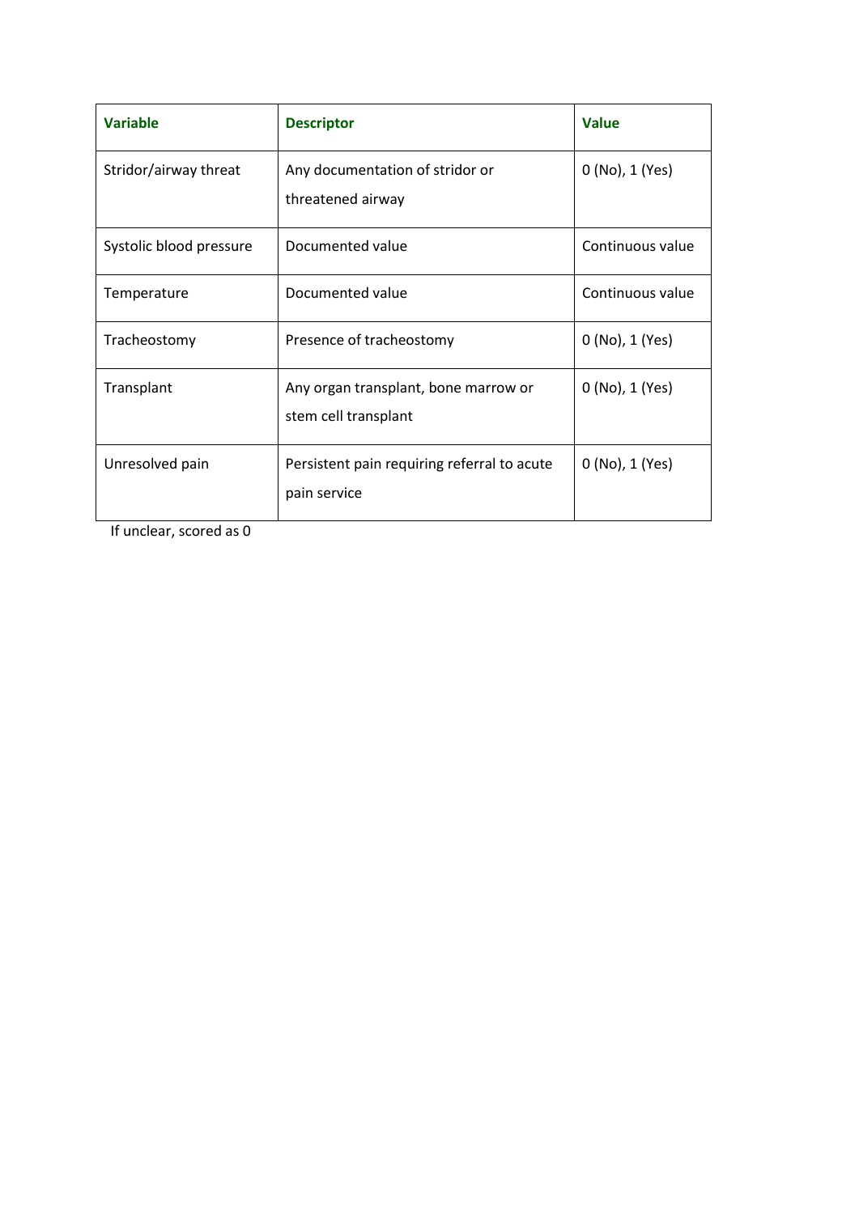| Variable | Descriptor | Value |
|---|---|---|
| Stridor/airway threat | Any documentation of stridor or threatened airway | 0 (No), 1 (Yes) |
| Systolic blood pressure | Documented value | Continuous value |
| Temperature | Documented value | Continuous value |
| Tracheostomy | Presence of tracheostomy | 0 (No), 1 (Yes) |
| Transplant | Any organ transplant, bone marrow or stem cell transplant | 0 (No), 1 (Yes) |
| Unresolved pain | Persistent pain requiring referral to acute pain service | 0 (No), 1 (Yes) |

If unclear, scored as 0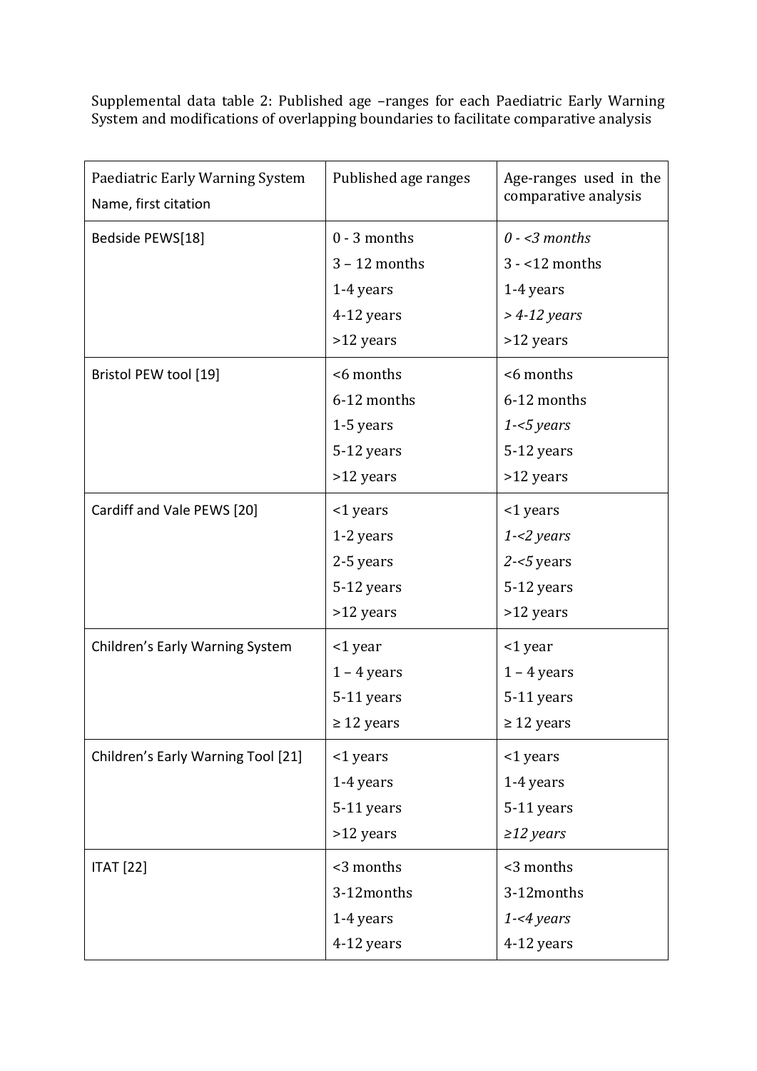Supplemental data table 2: Published age –ranges for each Paediatric Early Warning System and modifications of overlapping boundaries to facilitate comparative analysis

| Paediatric Early Warning System Name, first citation | Published age ranges | Age-ranges used in the comparative analysis |
|---|---|---|
| Bedside PEWS[18] | 0 - 3 months<br>3 – 12 months<br>1-4 years<br>4-12 years<br>>12 years | *0 - <3 months*<br>3 - <12 months<br>1-4 years<br>*> 4-12 years*<br>>12 years |
| Bristol PEW tool [19] | <6 months<br>6-12 months<br>1-5 years<br>5-12 years<br>>12 years | <6 months<br>6-12 months<br>*1-<5 years*<br>5-12 years<br>>12 years |
| Cardiff and Vale PEWS [20] | <1 years<br>1-2 years<br>2-5 years<br>5-12 years<br>>12 years | <1 years<br>*1-<2 years*<br>*2-<5* years<br>5-12 years<br>>12 years |
| Children's Early Warning System | <1 year<br>1 – 4 years<br>5-11 years<br>≥ 12 years | <1 year<br>1 – 4 years<br>5-11 years<br>≥ 12 years |
| Children's Early Warning Tool [21] | <1 years<br>1-4 years<br>5-11 years<br>>12 years | <1 years<br>1-4 years<br>5-11 years<br>*≥12 years* |
| ITAT [22] | <3 months<br>3-12months<br>1-4 years<br>4-12 years | <3 months<br>3-12months<br>*1-<4 years*<br>4-12 years |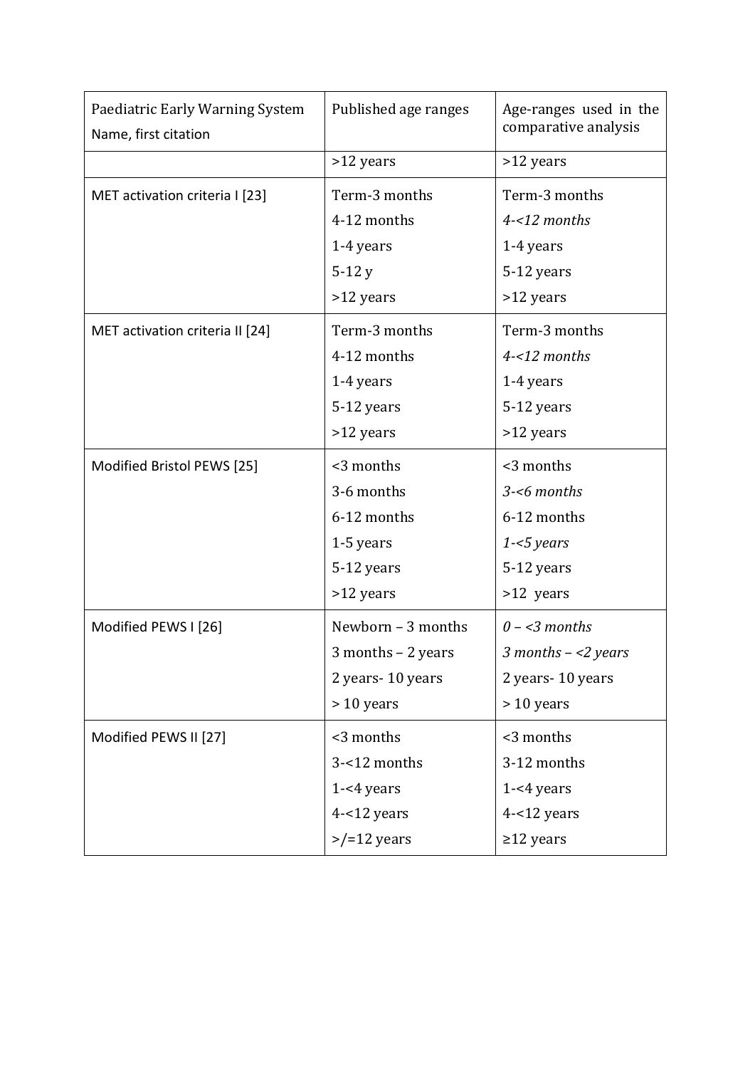| Paediatric Early Warning System<br>Name, first citation | Published age ranges | Age-ranges used in the comparative analysis |
|---|---|---|
| | >12 years | >12 years |
| MET activation criteria I [23] | Term-3 months<br>4-12 months<br>1-4 years<br>5-12 y<br>>12 years | Term-3 months<br>*4-<12 months*<br>1-4 years<br>5-12 years<br>>12 years |
| MET activation criteria II [24] | Term-3 months<br>4-12 months<br>1-4 years<br>5-12 years<br>>12 years | Term-3 months<br>*4-<12 months*<br>1-4 years<br>5-12 years<br>>12 years |
| Modified Bristol PEWS [25] | <3 months<br>3-6 months<br>6-12 months<br>1-5 years<br>5-12 years<br>>12 years | <3 months<br>*3-<6 months*<br>6-12 months<br>*1-<5 years*<br>5-12 years<br>>12 years |
| Modified PEWS I [26] | Newborn – 3 months<br>3 months – 2 years<br>2 years- 10 years<br>> 10 years | *0 – <3 months*<br>*3 months – <2 years*<br>2 years- 10 years<br>> 10 years |
| Modified PEWS II [27] | <3 months<br>3-<12 months<br>1-<4 years<br>4-<12 years<br>>/=12 years | <3 months<br>3-12 months<br>1-<4 years<br>4-<12 years<br>≥12 years |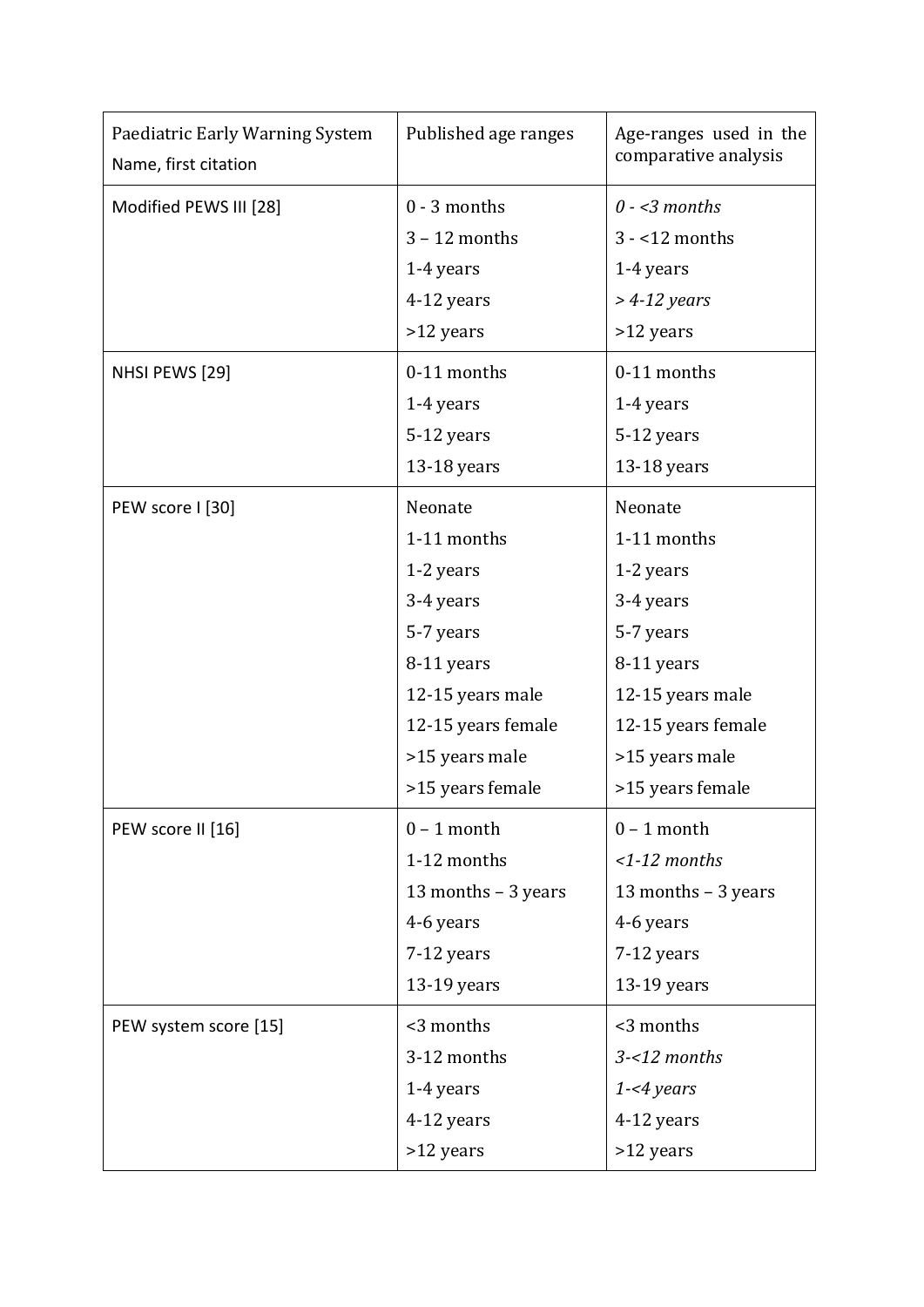| Paediatric Early Warning System Name, first citation | Published age ranges | Age-ranges used in the comparative analysis |
|---|---|---|
| Modified PEWS III [28] | 0 - 3 months<br>3 – 12 months<br>1-4 years<br>4-12 years<br>>12 years | *0 - <3 months*<br>3 - <12 months<br>1-4 years<br>*> 4-12 years*<br>>12 years |
| NHSI PEWS [29] | 0-11 months<br>1-4 years<br>5-12 years<br>13-18 years | 0-11 months<br>1-4 years<br>5-12 years<br>13-18 years |
| PEW score I [30] | Neonate<br>1-11 months<br>1-2 years<br>3-4 years<br>5-7 years<br>8-11 years<br>12-15 years male<br>12-15 years female<br>>15 years male<br>>15 years female | Neonate<br>1-11 months<br>1-2 years<br>3-4 years<br>5-7 years<br>8-11 years<br>12-15 years male<br>12-15 years female<br>>15 years male<br>>15 years female |
| PEW score II [16] | 0 – 1 month<br>1-12 months<br>13 months – 3 years<br>4-6 years<br>7-12 years<br>13-19 years | 0 – 1 month<br>*<1-12 months*<br>13 months – 3 years<br>4-6 years<br>7-12 years<br>13-19 years |
| PEW system score [15] | <3 months<br>3-12 months<br>1-4 years<br>4-12 years<br>>12 years | <3 months<br>*3-<12 months*<br>*1-<4 years*<br>4-12 years<br>>12 years |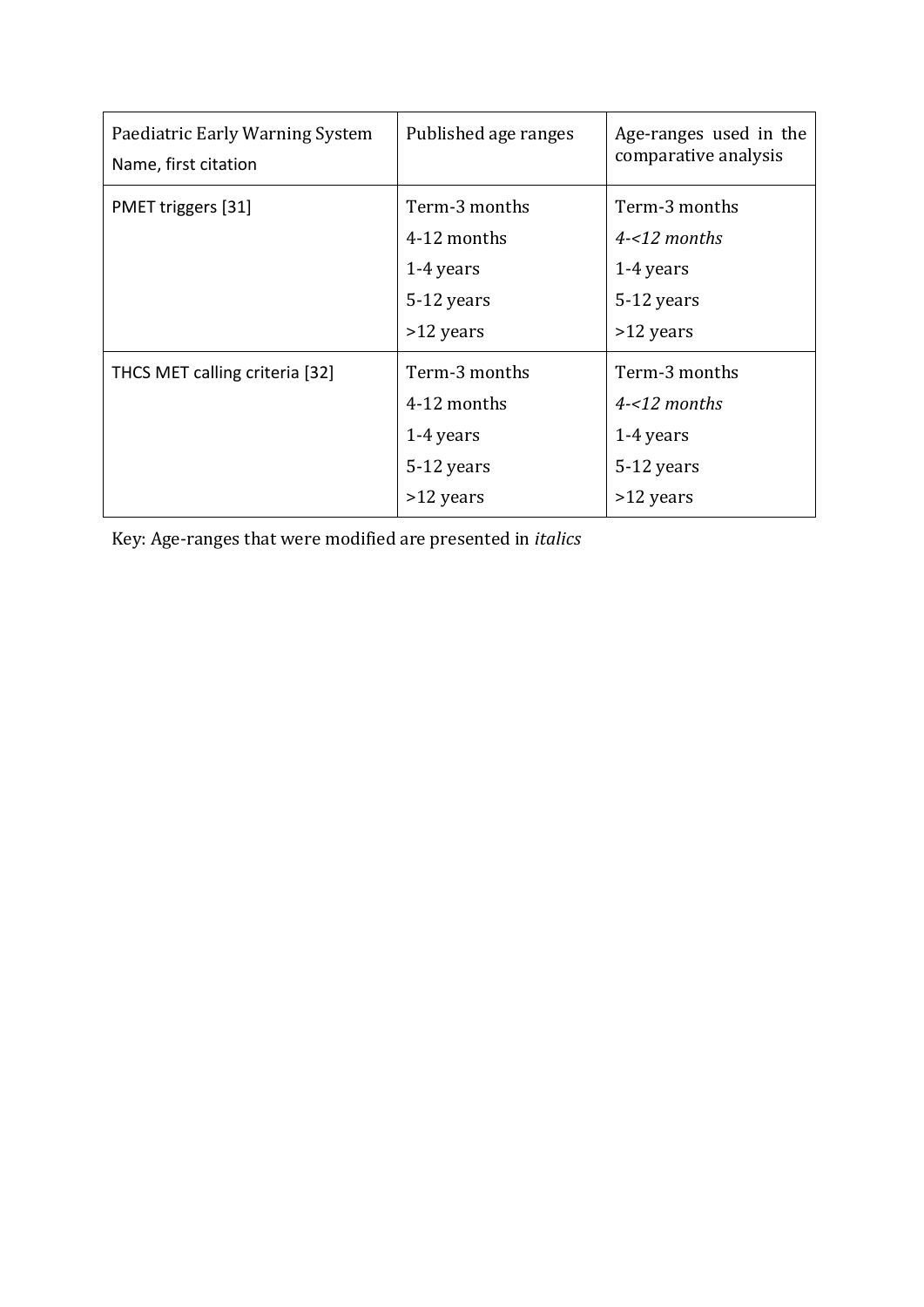| Paediatric Early Warning System Name, first citation | Published age ranges | Age-ranges used in the comparative analysis |
| --- | --- | --- |
| PMET triggers [31] | Term-3 months<br>4-12 months<br>1-4 years<br>5-12 years<br>>12 years | Term-3 months<br>*4-<12 months*<br>1-4 years<br>5-12 years<br>>12 years |
| THCS MET calling criteria [32] | Term-3 months<br>4-12 months<br>1-4 years<br>5-12 years<br>>12 years | Term-3 months<br>*4-<12 months*<br>1-4 years<br>5-12 years<br>>12 years |

Key: Age-ranges that were modified are presented in *italics*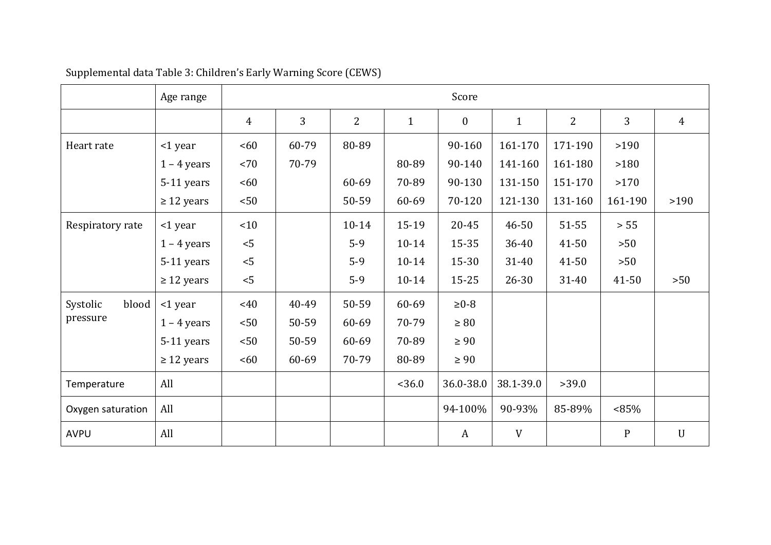Supplemental data Table 3: Children's Early Warning Score (CEWS)

| | Age range | Score | | | | | | | | |
|---|---|---|---|---|---|---|---|---|---|---|
| | | 4 | 3 | 2 | 1 | 0 | 1 | 2 | 3 | 4 |
| Heart rate | <1 year | <60 | 60-79 | 80-89 | | 90-160 | 161-170 | 171-190 | >190 | |
| | 1 – 4 years | <70 | 70-79 | | 80-89 | 90-140 | 141-160 | 161-180 | >180 | |
| | 5-11 years | <60 | | 60-69 | 70-89 | 90-130 | 131-150 | 151-170 | >170 | |
| | ≥ 12 years | <50 | | 50-59 | 60-69 | 70-120 | 121-130 | 131-160 | 161-190 | >190 |
| Respiratory rate | <1 year | <10 | | 10-14 | 15-19 | 20-45 | 46-50 | 51-55 | > 55 | |
| | 1 – 4 years | <5 | | 5-9 | 10-14 | 15-35 | 36-40 | 41-50 | >50 | |
| | 5-11 years | <5 | | 5-9 | 10-14 | 15-30 | 31-40 | 41-50 | >50 | |
| | ≥ 12 years | <5 | | 5-9 | 10-14 | 15-25 | 26-30 | 31-40 | 41-50 | >50 |
| Systolic blood pressure | <1 year | <40 | 40-49 | 50-59 | 60-69 | ≥0-8 | | | | |
| | 1 – 4 years | <50 | 50-59 | 60-69 | 70-79 | ≥ 80 | | | | |
| | 5-11 years | <50 | 50-59 | 60-69 | 70-89 | ≥ 90 | | | | |
| | ≥ 12 years | <60 | 60-69 | 70-79 | 80-89 | ≥ 90 | | | | |
| Temperature | All | | | | <36.0 | 36.0-38.0 | 38.1-39.0 | >39.0 | | |
| Oxygen saturation | All | | | | | 94-100% | 90-93% | 85-89% | <85% | |
| AVPU | All | | | | | A | V | | P | U |